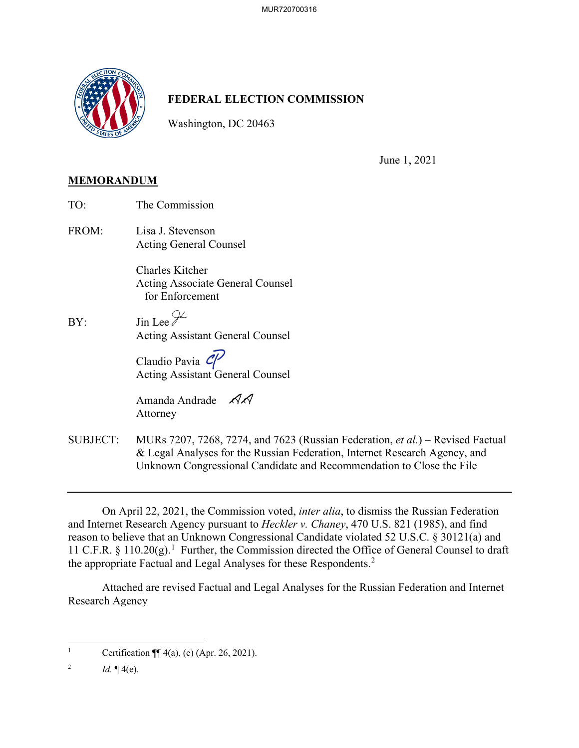MUR720700316

**FEDERAL ELECTION COMMISSION**

Washington, DC 20463

June 1, 2021

**MEMORANDUM**

TO: The Commission

FROM: Lisa J. Stevenson
Acting General Counsel

Charles Kitcher
Acting Associate General Counsel
for Enforcement

BY: Jin Lee
Acting Assistant General Counsel

Claudio Pavia
Acting Assistant General Counsel

Amanda Andrade
Attorney

SUBJECT: MURs 7207, 7268, 7274, and 7623 (Russian Federation, *et al.*) – Revised Factual & Legal Analyses for the Russian Federation, Internet Research Agency, and Unknown Congressional Candidate and Recommendation to Close the File

---

On April 22, 2021, the Commission voted, *inter alia*, to dismiss the Russian Federation and Internet Research Agency pursuant to *Heckler v. Chaney*, 470 U.S. 821 (1985), and find reason to believe that an Unknown Congressional Candidate violated 52 U.S.C. § 30121(a) and 11 C.F.R. § 110.20(g).[1] Further, the Commission directed the Office of General Counsel to draft the appropriate Factual and Legal Analyses for these Respondents.[2]

Attached are revised Factual and Legal Analyses for the Russian Federation and Internet Research Agency

---

[1] Certification ¶¶ 4(a), (c) (Apr. 26, 2021).

[2] *Id.* ¶ 4(e).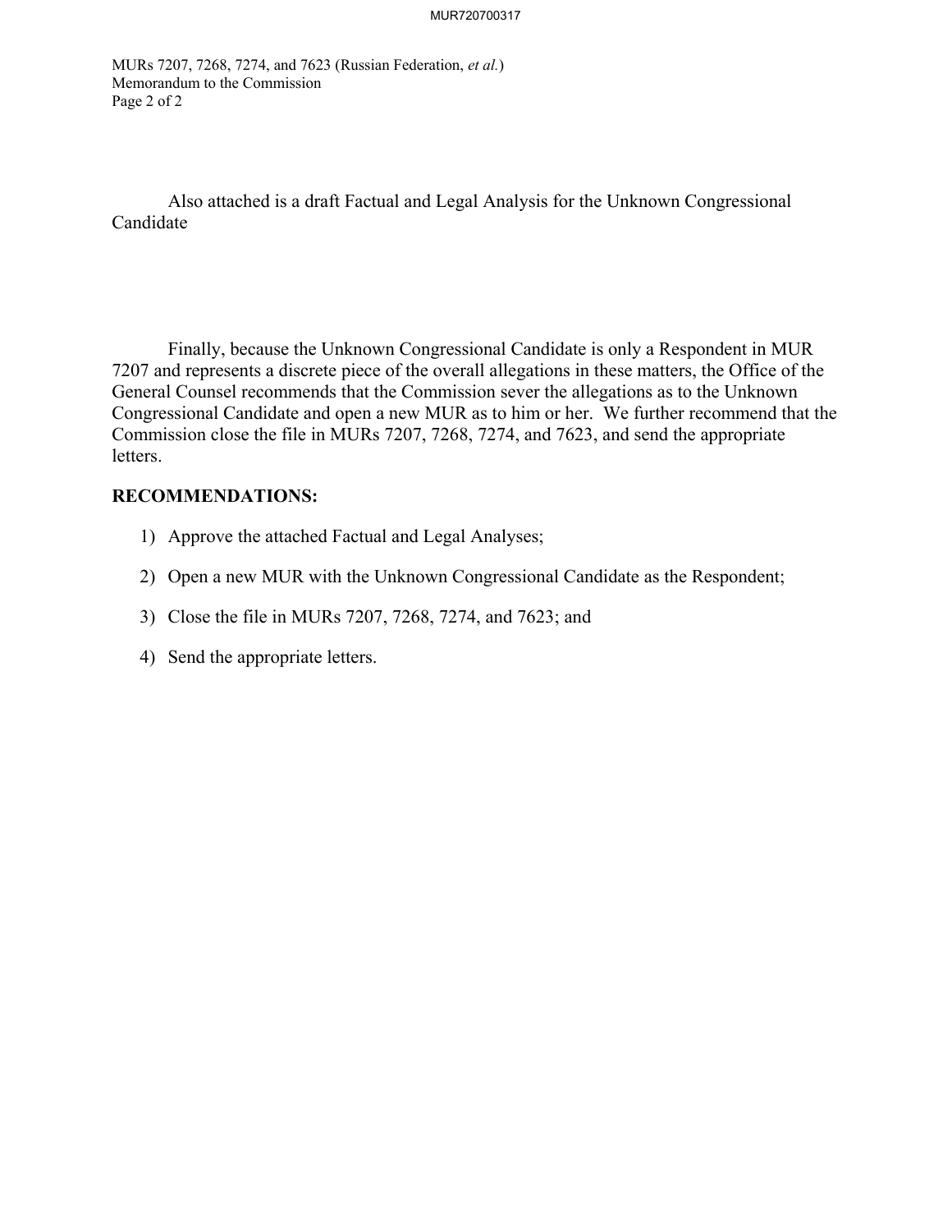Also attached is a draft Factual and Legal Analysis for the Unknown Congressional Candidate

Finally, because the Unknown Congressional Candidate is only a Respondent in MUR 7207 and represents a discrete piece of the overall allegations in these matters, the Office of the General Counsel recommends that the Commission sever the allegations as to the Unknown Congressional Candidate and open a new MUR as to him or her. We further recommend that the Commission close the file in MURs 7207, 7268, 7274, and 7623, and send the appropriate letters.

**RECOMMENDATIONS:**

1) Approve the attached Factual and Legal Analyses;

2) Open a new MUR with the Unknown Congressional Candidate as the Respondent;

3) Close the file in MURs 7207, 7268, 7274, and 7623; and

4) Send the appropriate letters.